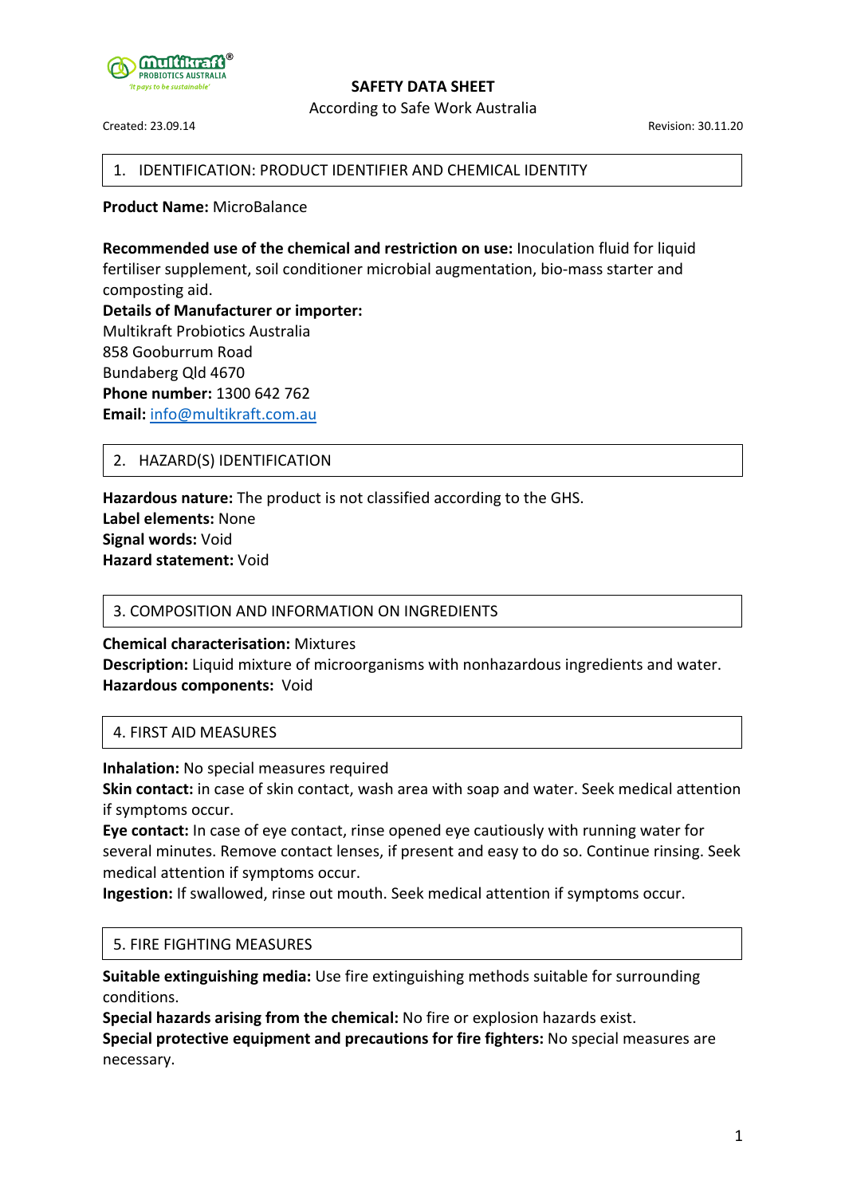# SAFETY DATA SHEET

According to Safe Work Australia

Created: 23.09.14

Revision: 30.11.20

## 1. IDENTIFICATION: PRODUCT IDENTIFIER AND CHEMICAL IDENTITY

**Product Name:** MicroBalance

**Recommended use of the chemical and restriction on use:** Inoculation fluid for liquid fertiliser supplement, soil conditioner microbial augmentation, bio-mass starter and composting aid.

**Details of Manufacturer or importer:**
Multikraft Probiotics Australia
858 Gooburrum Road
Bundaberg Qld 4670
**Phone number:** 1300 642 762
**Email:** info@multikraft.com.au

## 2. HAZARD(S) IDENTIFICATION

**Hazardous nature:** The product is not classified according to the GHS.
**Label elements:** None
**Signal words:** Void
**Hazard statement:** Void

## 3. COMPOSITION AND INFORMATION ON INGREDIENTS

**Chemical characterisation:** Mixtures
**Description:** Liquid mixture of microorganisms with nonhazardous ingredients and water.
**Hazardous components:** Void

## 4. FIRST AID MEASURES

**Inhalation:** No special measures required
**Skin contact:** in case of skin contact, wash area with soap and water. Seek medical attention if symptoms occur.
**Eye contact:** In case of eye contact, rinse opened eye cautiously with running water for several minutes. Remove contact lenses, if present and easy to do so. Continue rinsing. Seek medical attention if symptoms occur.
**Ingestion:** If swallowed, rinse out mouth. Seek medical attention if symptoms occur.

## 5. FIRE FIGHTING MEASURES

**Suitable extinguishing media:** Use fire extinguishing methods suitable for surrounding conditions.
**Special hazards arising from the chemical:** No fire or explosion hazards exist.
**Special protective equipment and precautions for fire fighters:** No special measures are necessary.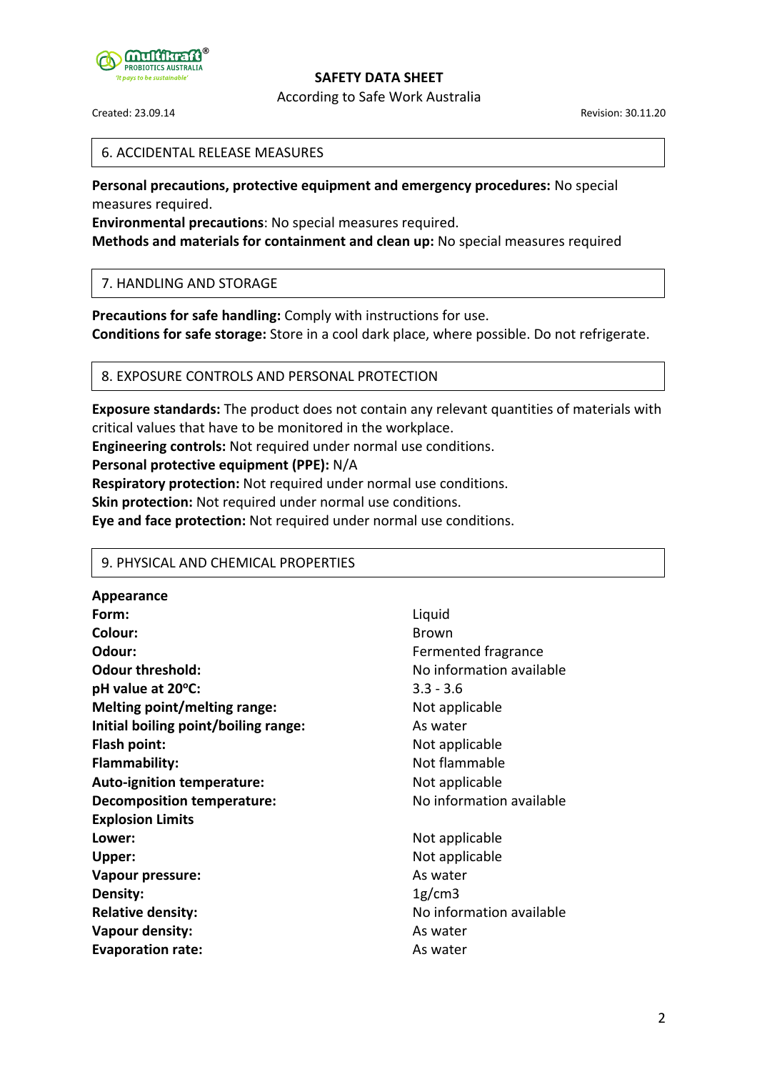## 6. ACCIDENTAL RELEASE MEASURES

**Personal precautions, protective equipment and emergency procedures:** No special measures required.
**Environmental precautions**: No special measures required.
**Methods and materials for containment and clean up:** No special measures required

## 7. HANDLING AND STORAGE

**Precautions for safe handling:** Comply with instructions for use.
**Conditions for safe storage:** Store in a cool dark place, where possible. Do not refrigerate.

## 8. EXPOSURE CONTROLS AND PERSONAL PROTECTION

**Exposure standards:** The product does not contain any relevant quantities of materials with critical values that have to be monitored in the workplace.
**Engineering controls:** Not required under normal use conditions.
**Personal protective equipment (PPE):** N/A
**Respiratory protection:** Not required under normal use conditions.
**Skin protection:** Not required under normal use conditions.
**Eye and face protection:** Not required under normal use conditions.

## 9. PHYSICAL AND CHEMICAL PROPERTIES

| | |
|---|---|
| **Appearance** | |
| **Form:** | Liquid |
| **Colour:** | Brown |
| **Odour:** | Fermented fragrance |
| **Odour threshold:** | No information available |
| **pH value at 20°C:** | 3.3 - 3.6 |
| **Melting point/melting range:** | Not applicable |
| **Initial boiling point/boiling range:** | As water |
| **Flash point:** | Not applicable |
| **Flammability:** | Not flammable |
| **Auto-ignition temperature:** | Not applicable |
| **Decomposition temperature:** | No information available |
| **Explosion Limits** | |
| **Lower:** | Not applicable |
| **Upper:** | Not applicable |
| **Vapour pressure:** | As water |
| **Density:** | 1g/cm3 |
| **Relative density:** | No information available |
| **Vapour density:** | As water |
| **Evaporation rate:** | As water |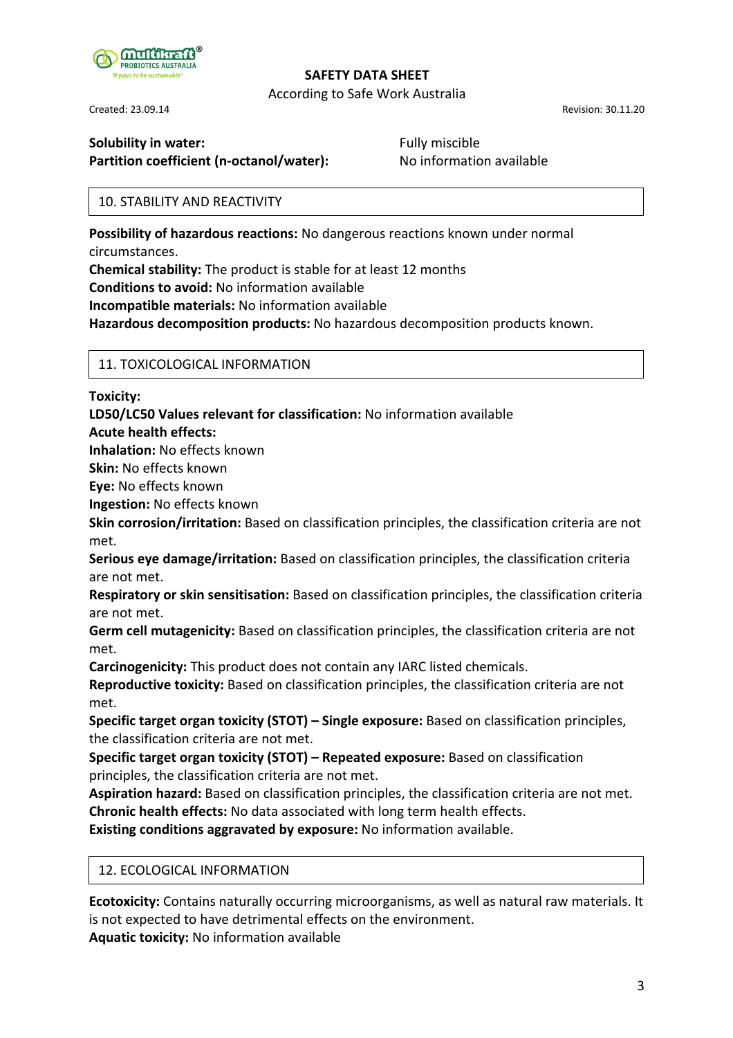**Solubility in water:** Fully miscible
**Partition coefficient (n-octanol/water):** No information available

## 10. STABILITY AND REACTIVITY

**Possibility of hazardous reactions:** No dangerous reactions known under normal circumstances.
**Chemical stability:** The product is stable for at least 12 months
**Conditions to avoid:** No information available
**Incompatible materials:** No information available
**Hazardous decomposition products:** No hazardous decomposition products known.

## 11. TOXICOLOGICAL INFORMATION

**Toxicity:**
**LD50/LC50 Values relevant for classification:** No information available
**Acute health effects:**
**Inhalation:** No effects known
**Skin:** No effects known
**Eye:** No effects known
**Ingestion:** No effects known
**Skin corrosion/irritation:** Based on classification principles, the classification criteria are not met.
**Serious eye damage/irritation:** Based on classification principles, the classification criteria are not met.
**Respiratory or skin sensitisation:** Based on classification principles, the classification criteria are not met.
**Germ cell mutagenicity:** Based on classification principles, the classification criteria are not met.
**Carcinogenicity:** This product does not contain any IARC listed chemicals.
**Reproductive toxicity:** Based on classification principles, the classification criteria are not met.
**Specific target organ toxicity (STOT) – Single exposure:** Based on classification principles, the classification criteria are not met.
**Specific target organ toxicity (STOT) – Repeated exposure:** Based on classification principles, the classification criteria are not met.
**Aspiration hazard:** Based on classification principles, the classification criteria are not met.
**Chronic health effects:** No data associated with long term health effects.
**Existing conditions aggravated by exposure:** No information available.

## 12. ECOLOGICAL INFORMATION

**Ecotoxicity:** Contains naturally occurring microorganisms, as well as natural raw materials. It is not expected to have detrimental effects on the environment.
**Aquatic toxicity:** No information available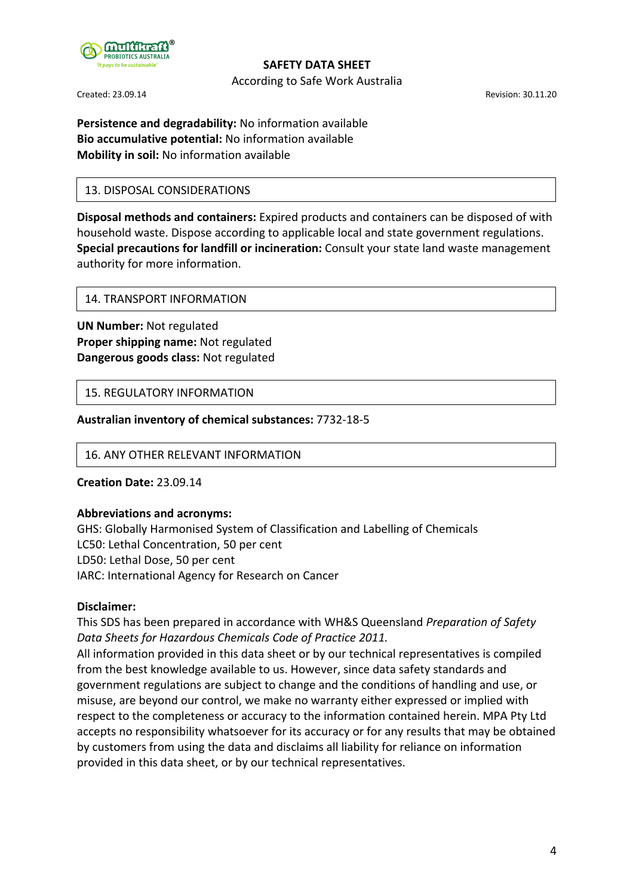**Persistence and degradability:** No information available
**Bio accumulative potential:** No information available
**Mobility in soil:** No information available

## 13. DISPOSAL CONSIDERATIONS

**Disposal methods and containers:** Expired products and containers can be disposed of with household waste. Dispose according to applicable local and state government regulations.
**Special precautions for landfill or incineration:** Consult your state land waste management authority for more information.

## 14. TRANSPORT INFORMATION

**UN Number:** Not regulated
**Proper shipping name:** Not regulated
**Dangerous goods class:** Not regulated

## 15. REGULATORY INFORMATION

**Australian inventory of chemical substances:** 7732-18-5

## 16. ANY OTHER RELEVANT INFORMATION

**Creation Date:** 23.09.14

**Abbreviations and acronyms:**
GHS: Globally Harmonised System of Classification and Labelling of Chemicals
LC50: Lethal Concentration, 50 per cent
LD50: Lethal Dose, 50 per cent
IARC: International Agency for Research on Cancer

**Disclaimer:**
This SDS has been prepared in accordance with WH&S Queensland *Preparation of Safety Data Sheets for Hazardous Chemicals Code of Practice 2011.*
All information provided in this data sheet or by our technical representatives is compiled from the best knowledge available to us. However, since data safety standards and government regulations are subject to change and the conditions of handling and use, or misuse, are beyond our control, we make no warranty either expressed or implied with respect to the completeness or accuracy to the information contained herein. MPA Pty Ltd accepts no responsibility whatsoever for its accuracy or for any results that may be obtained by customers from using the data and disclaims all liability for reliance on information provided in this data sheet, or by our technical representatives.